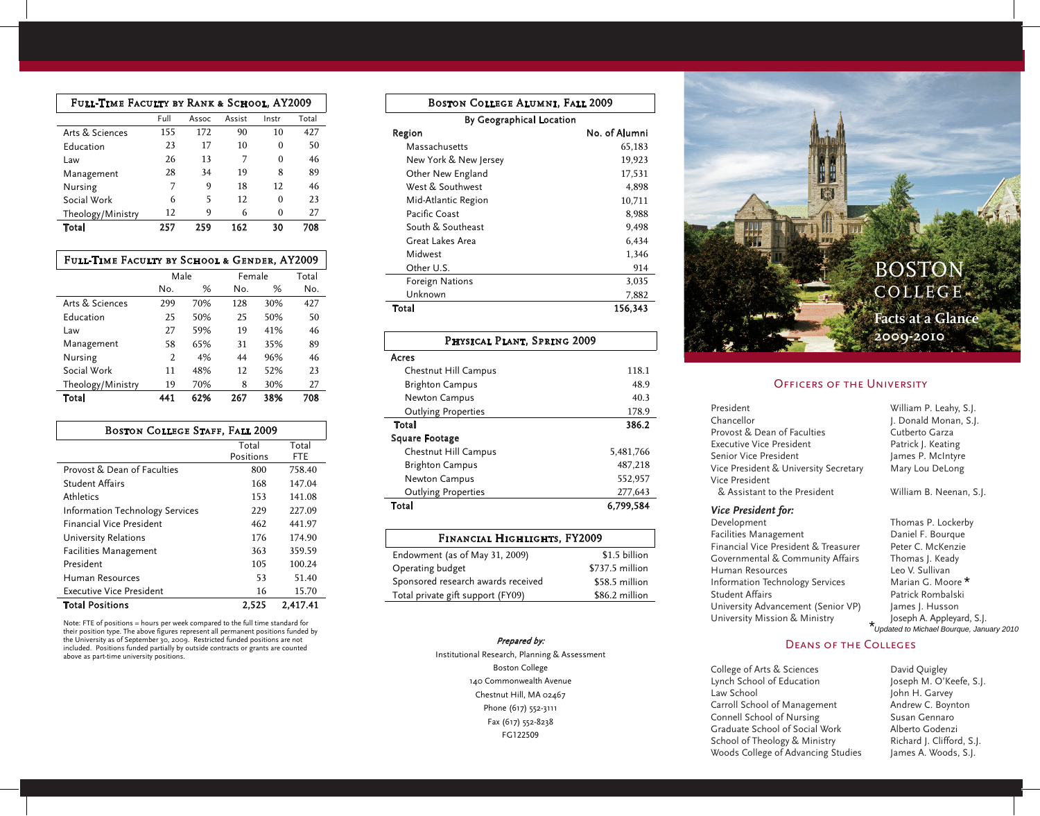## Full-Time Faculty by Rank & School, AY2009

| | Full | Assoc | Assist | Instr | Total |
|---|---|---|---|---|---|
| Arts & Sciences | 155 | 172 | 90 | 10 | 427 |
| Education | 23 | 17 | 10 | 0 | 50 |
| Law | 26 | 13 | 7 | 0 | 46 |
| Management | 28 | 34 | 19 | 8 | 89 |
| Nursing | 7 | 9 | 18 | 12 | 46 |
| Social Work | 6 | 5 | 12 | 0 | 23 |
| Theology/Ministry | 12 | 9 | 6 | 0 | 27 |
| **Total** | **257** | **259** | **162** | **30** | **708** |

## Full-Time Faculty by School & Gender, AY2009

| | Male | | Female | | Total |
|---|---|---|---|---|---|
| | No. | % | No. | % | No. |
| Arts & Sciences | 299 | 70% | 128 | 30% | 427 |
| Education | 25 | 50% | 25 | 50% | 50 |
| Law | 27 | 59% | 19 | 41% | 46 |
| Management | 58 | 65% | 31 | 35% | 89 |
| Nursing | 2 | 4% | 44 | 96% | 46 |
| Social Work | 11 | 48% | 12 | 52% | 23 |
| Theology/Ministry | 19 | 70% | 8 | 30% | 27 |
| **Total** | **441** | **62%** | **267** | **38%** | **708** |

## Boston College Staff, Fall 2009

| | Total Positions | Total FTE |
|---|---|---|
| Provost & Dean of Faculties | 800 | 758.40 |
| Student Affairs | 168 | 147.04 |
| Athletics | 153 | 141.08 |
| Information Technology Services | 229 | 227.09 |
| Financial Vice President | 462 | 441.97 |
| University Relations | 176 | 174.90 |
| Facilities Management | 363 | 359.59 |
| President | 105 | 100.24 |
| Human Resources | 53 | 51.40 |
| Executive Vice President | 16 | 15.70 |
| **Total Positions** | **2,525** | **2,417.41** |

Note: FTE of positions = hours per week compared to the full time standard for their position type. The above figures represent all permanent positions funded by the University as of September 30, 2009. Restricted funded positions are not included. Positions funded partially by outside contracts or grants are counted above as part-time university positions.

## Boston College Alumni, Fall 2009

By Geographical Location

| Region | No. of Alumni |
|---|---|
| Massachusetts | 65,183 |
| New York & New Jersey | 19,923 |
| Other New England | 17,531 |
| West & Southwest | 4,898 |
| Mid-Atlantic Region | 10,711 |
| Pacific Coast | 8,988 |
| South & Southeast | 9,498 |
| Great Lakes Area | 6,434 |
| Midwest | 1,346 |
| Other U.S. | 914 |
| Foreign Nations | 3,035 |
| Unknown | 7,882 |
| **Total** | **156,343** |

## Physical Plant, Spring 2009

| | |
|---|---|
| **Acres** | |
| Chestnut Hill Campus | 118.1 |
| Brighton Campus | 48.9 |
| Newton Campus | 40.3 |
| Outlying Properties | 178.9 |
| **Total** | **386.2** |
| **Square Footage** | |
| Chestnut Hill Campus | 5,481,766 |
| Brighton Campus | 487,218 |
| Newton Campus | 552,957 |
| Outlying Properties | 277,643 |
| **Total** | **6,799,584** |

## Financial Highlights, FY2009

| | |
|---|---|
| Endowment (as of May 31, 2009) | $1.5 billion |
| Operating budget | $737.5 million |
| Sponsored research awards received | $58.5 million |
| Total private gift support (FY09) | $86.2 million |

*Prepared by:*

Institutional Research, Planning & Assessment
Boston College
140 Commonwealth Avenue
Chestnut Hill, MA 02467
Phone (617) 552-3111
Fax (617) 552-8238
FG122509

# Boston College

## Facts at a Glance 2009-2010

## Officers of the University

| | |
|---|---|
| President | William P. Leahy, S.J. |
| Chancellor | J. Donald Monan, S.J. |
| Provost & Dean of Faculties | Cutberto Garza |
| Executive Vice President | Patrick J. Keating |
| Senior Vice President | James P. McIntyre |
| Vice President & University Secretary | Mary Lou DeLong |
| Vice President & Assistant to the President | William B. Neenan, S.J. |

***Vice President for:***

| | |
|---|---|
| Development | Thomas P. Lockerby |
| Facilities Management | Daniel F. Bourque |
| Financial Vice President & Treasurer | Peter C. McKenzie |
| Governmental & Community Affairs | Thomas J. Keady |
| Human Resources | Leo V. Sullivan |
| Information Technology Services | Marian G. Moore * |
| Student Affairs | Patrick Rombalski |
| University Advancement (Senior VP) | James J. Husson |
| University Mission & Ministry | Joseph A. Appleyard, S.J. |

*Updated to Michael Bourque, January 2010

## Deans of the Colleges

| | |
|---|---|
| College of Arts & Sciences | David Quigley |
| Lynch School of Education | Joseph M. O'Keefe, S.J. |
| Law School | John H. Garvey |
| Carroll School of Management | Andrew C. Boynton |
| Connell School of Nursing | Susan Gennaro |
| Graduate School of Social Work | Alberto Godenzi |
| School of Theology & Ministry | Richard J. Clifford, S.J. |
| Woods College of Advancing Studies | James A. Woods, S.J. |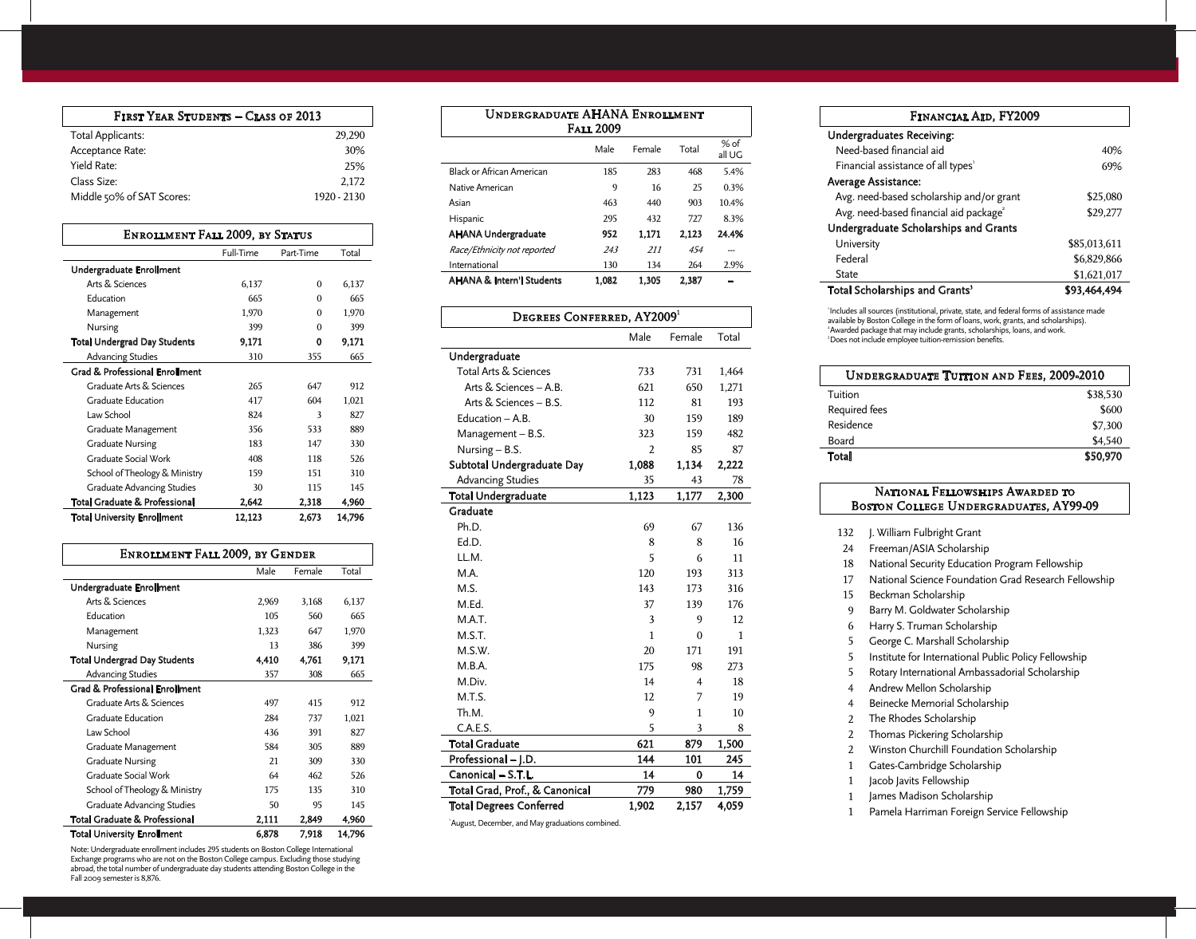## First Year Students – Class of 2013

| | |
|---|---|
| Total Applicants: | 29,290 |
| Acceptance Rate: | 30% |
| Yield Rate: | 25% |
| Class Size: | 2,172 |
| Middle 50% of SAT Scores: | 1920 - 2130 |

## Enrollment Fall 2009, by Status

| | Full-Time | Part-Time | Total |
|---|---|---|---|
| **Undergraduate Enrollment** | | | |
| Arts & Sciences | 6,137 | 0 | 6,137 |
| Education | 665 | 0 | 665 |
| Management | 1,970 | 0 | 1,970 |
| Nursing | 399 | 0 | 399 |
| **Total Undergrad Day Students** | **9,171** | **0** | **9,171** |
| Advancing Studies | 310 | 355 | 665 |
| **Grad & Professional Enrollment** | | | |
| Graduate Arts & Sciences | 265 | 647 | 912 |
| Graduate Education | 417 | 604 | 1,021 |
| Law School | 824 | 3 | 827 |
| Graduate Management | 356 | 533 | 889 |
| Graduate Nursing | 183 | 147 | 330 |
| Graduate Social Work | 408 | 118 | 526 |
| School of Theology & Ministry | 159 | 151 | 310 |
| Graduate Advancing Studies | 30 | 115 | 145 |
| **Total Graduate & Professional** | **2,642** | **2,318** | **4,960** |
| **Total University Enrollment** | **12,123** | **2,673** | **14,796** |

## Enrollment Fall 2009, by Gender

| | Male | Female | Total |
|---|---|---|---|
| **Undergraduate Enrollment** | | | |
| Arts & Sciences | 2,969 | 3,168 | 6,137 |
| Education | 105 | 560 | 665 |
| Management | 1,323 | 647 | 1,970 |
| Nursing | 13 | 386 | 399 |
| **Total Undergrad Day Students** | **4,410** | **4,761** | **9,171** |
| Advancing Studies | 357 | 308 | 665 |
| **Grad & Professional Enrollment** | | | |
| Graduate Arts & Sciences | 497 | 415 | 912 |
| Graduate Education | 284 | 737 | 1,021 |
| Law School | 436 | 391 | 827 |
| Graduate Management | 584 | 305 | 889 |
| Graduate Nursing | 21 | 309 | 330 |
| Graduate Social Work | 64 | 462 | 526 |
| School of Theology & Ministry | 175 | 135 | 310 |
| Graduate Advancing Studies | 50 | 95 | 145 |
| **Total Graduate & Professional** | **2,111** | **2,849** | **4,960** |
| **Total University Enrollment** | **6,878** | **7,918** | **14,796** |

Note: Undergraduate enrollment includes 295 students on Boston College International Exchange programs who are not on the Boston College campus. Excluding those studying abroad, the total number of undergraduate day students attending Boston College in the Fall 2009 semester is 8,876.

## Undergraduate AHANA Enrollment Fall 2009

| | Male | Female | Total | % of all UG |
|---|---|---|---|---|
| Black or African American | 185 | 283 | 468 | 5.4% |
| Native American | 9 | 16 | 25 | 0.3% |
| Asian | 463 | 440 | 903 | 10.4% |
| Hispanic | 295 | 432 | 727 | 8.3% |
| **AHANA Undergraduate** | **952** | **1,171** | **2,123** | **24.4%** |
| *Race/Ethnicity not reported* | *243* | *211* | *454* | --- |
| International | 130 | 134 | 264 | 2.9% |
| **AHANA & Intern'l Students** | **1,082** | **1,305** | **2,387** | **–** |

## Degrees Conferred, AY2009[1]

| | Male | Female | Total |
|---|---|---|---|
| **Undergraduate** | | | |
| Total Arts & Sciences | 733 | 731 | 1,464 |
| Arts & Sciences – A.B. | 621 | 650 | 1,271 |
| Arts & Sciences – B.S. | 112 | 81 | 193 |
| Education – A.B. | 30 | 159 | 189 |
| Management – B.S. | 323 | 159 | 482 |
| Nursing – B.S. | 2 | 85 | 87 |
| **Subtotal Undergraduate Day** | **1,088** | **1,134** | **2,222** |
| Advancing Studies | 35 | 43 | 78 |
| **Total Undergraduate** | **1,123** | **1,177** | **2,300** |
| **Graduate** | | | |
| Ph.D. | 69 | 67 | 136 |
| Ed.D. | 8 | 8 | 16 |
| LL.M. | 5 | 6 | 11 |
| M.A. | 120 | 193 | 313 |
| M.S. | 143 | 173 | 316 |
| M.Ed. | 37 | 139 | 176 |
| M.A.T. | 3 | 9 | 12 |
| M.S.T. | 1 | 0 | 1 |
| M.S.W. | 20 | 171 | 191 |
| M.B.A. | 175 | 98 | 273 |
| M.Div. | 14 | 4 | 18 |
| M.T.S. | 12 | 7 | 19 |
| Th.M. | 9 | 1 | 10 |
| C.A.E.S. | 5 | 3 | 8 |
| **Total Graduate** | **621** | **879** | **1,500** |
| **Professional – J.D.** | **144** | **101** | **245** |
| **Canonical – S.T.L.** | **14** | **0** | **14** |
| **Total Grad, Prof., & Canonical** | **779** | **980** | **1,759** |
| **Total Degrees Conferred** | **1,902** | **2,157** | **4,059** |

[1]August, December, and May graduations combined.

## Financial Aid, FY2009

| | |
|---|---|
| **Undergraduates Receiving:** | |
| Need-based financial aid | 40% |
| Financial assistance of all types[1] | 69% |
| **Average Assistance:** | |
| Avg. need-based scholarship and/or grant | $25,080 |
| Avg. need-based financial aid package[2] | $29,277 |
| **Undergraduate Scholarships and Grants** | |
| University | $85,013,611 |
| Federal | $6,829,866 |
| State | $1,621,017 |
| **Total Scholarships and Grants[3]** | **$93,464,494** |

[1]Includes all sources (institutional, private, state, and federal forms of assistance made available by Boston College in the form of loans, work, grants, and scholarships).
[2]Awarded package that may include grants, scholarships, loans, and work.
[3]Does not include employee tuition-remission benefits.

## Undergraduate Tuition and Fees, 2009-2010

| | |
|---|---|
| Tuition | $38,530 |
| Required fees | $600 |
| Residence | $7,300 |
| Board | $4,540 |
| **Total** | **$50,970** |

## National Fellowships Awarded to Boston College Undergraduates, AY99-09

| | |
|---|---|
| 132 | J. William Fulbright Grant |
| 24 | Freeman/ASIA Scholarship |
| 18 | National Security Education Program Fellowship |
| 17 | National Science Foundation Grad Research Fellowship |
| 15 | Beckman Scholarship |
| 9 | Barry M. Goldwater Scholarship |
| 6 | Harry S. Truman Scholarship |
| 5 | George C. Marshall Scholarship |
| 5 | Institute for International Public Policy Fellowship |
| 5 | Rotary International Ambassadorial Scholarship |
| 4 | Andrew Mellon Scholarship |
| 4 | Beinecke Memorial Scholarship |
| 2 | The Rhodes Scholarship |
| 2 | Thomas Pickering Scholarship |
| 2 | Winston Churchill Foundation Scholarship |
| 1 | Gates-Cambridge Scholarship |
| 1 | Jacob Javits Fellowship |
| 1 | James Madison Scholarship |
| 1 | Pamela Harriman Foreign Service Fellowship |